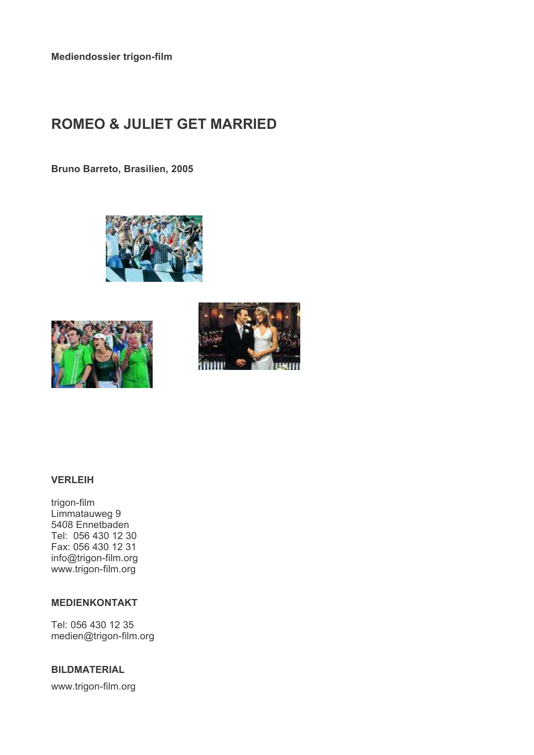**Mediendossier trigon-film**

# ROMEO & JULIET GET MARRIED

**Bruno Barreto, Brasilien, 2005**

### VERLEIH

trigon-film
Limmatauweg 9
5408 Ennetbaden
Tel: 056 430 12 30
Fax: 056 430 12 31
info@trigon-film.org
www.trigon-film.org

### MEDIENKONTAKT

Tel: 056 430 12 35
medien@trigon-film.org

### BILDMATERIAL

www.trigon-film.org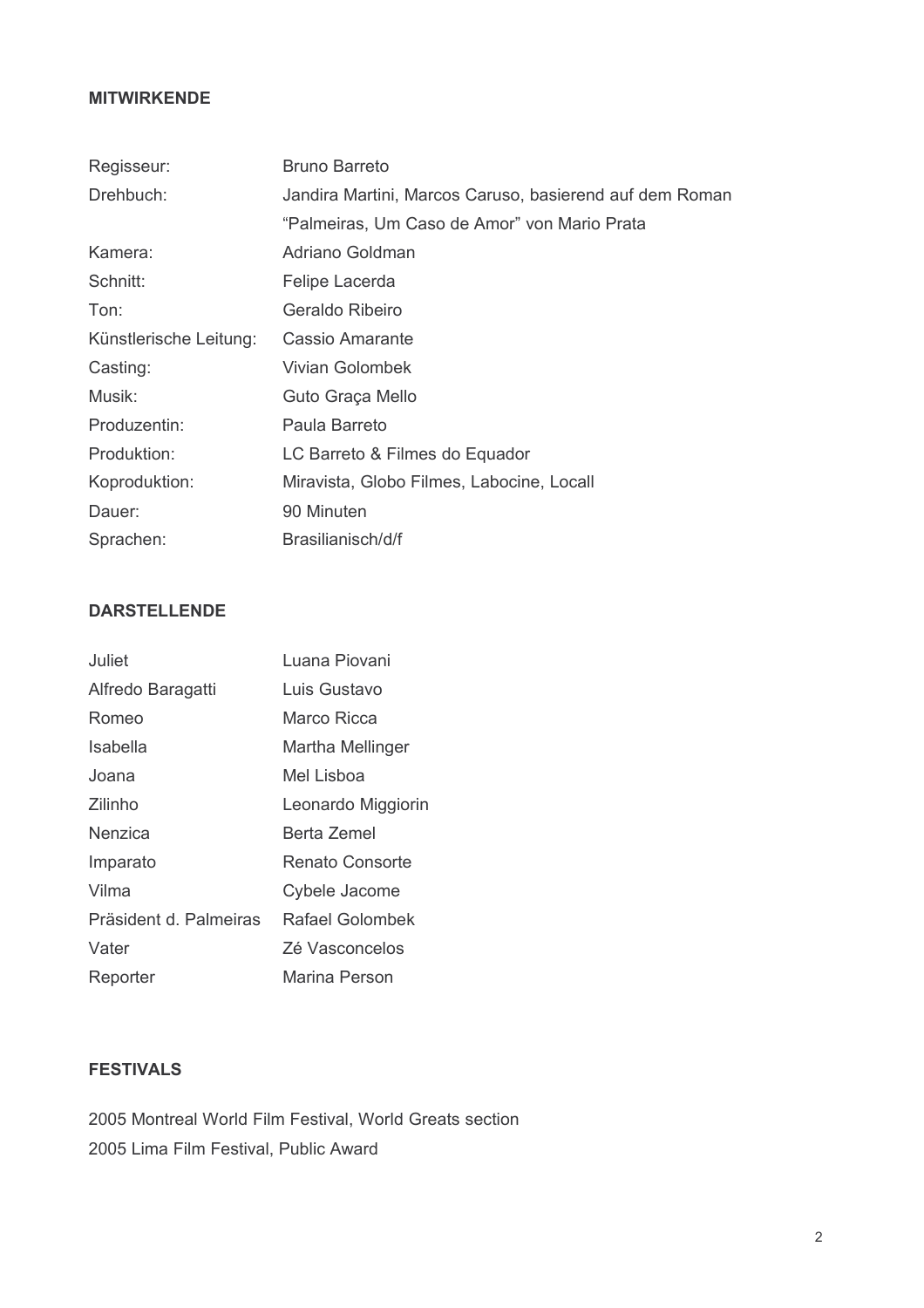**MITWIRKENDE**

| | |
|---|---|
| Regisseur: | Bruno Barreto |
| Drehbuch: | Jandira Martini, Marcos Caruso, basierend auf dem Roman "Palmeiras, Um Caso de Amor" von Mario Prata |
| Kamera: | Adriano Goldman |
| Schnitt: | Felipe Lacerda |
| Ton: | Geraldo Ribeiro |
| Künstlerische Leitung: | Cassio Amarante |
| Casting: | Vivian Golombek |
| Musik: | Guto Graça Mello |
| Produzentin: | Paula Barreto |
| Produktion: | LC Barreto & Filmes do Equador |
| Koproduktion: | Miravista, Globo Filmes, Labocine, Locall |
| Dauer: | 90 Minuten |
| Sprachen: | Brasilianisch/d/f |

**DARSTELLENDE**

| | |
|---|---|
| Juliet | Luana Piovani |
| Alfredo Baragatti | Luis Gustavo |
| Romeo | Marco Ricca |
| Isabella | Martha Mellinger |
| Joana | Mel Lisboa |
| Zilinho | Leonardo Miggiorin |
| Nenzica | Berta Zemel |
| Imparato | Renato Consorte |
| Vilma | Cybele Jacome |
| Präsident d. Palmeiras | Rafael Golombek |
| Vater | Zé Vasconcelos |
| Reporter | Marina Person |

**FESTIVALS**

2005 Montreal World Film Festival, World Greats section
2005 Lima Film Festival, Public Award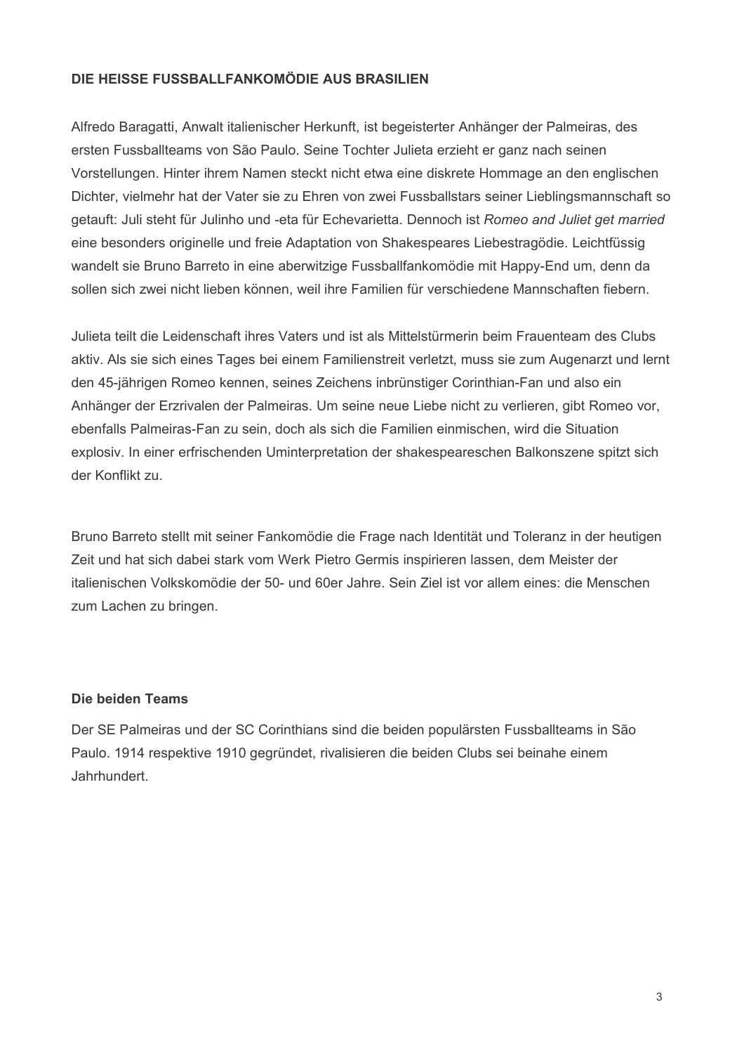**DIE HEISSE FUSSBALLFANKOMÖDIE AUS BRASILIEN**

Alfredo Baragatti, Anwalt italienischer Herkunft, ist begeisterter Anhänger der Palmeiras, des ersten Fussballteams von São Paulo. Seine Tochter Julieta erzieht er ganz nach seinen Vorstellungen. Hinter ihrem Namen steckt nicht etwa eine diskrete Hommage an den englischen Dichter, vielmehr hat der Vater sie zu Ehren von zwei Fussballstars seiner Lieblingsmannschaft so getauft: Juli steht für Julinho und -eta für Echevarietta. Dennoch ist *Romeo and Juliet get married* eine besonders originelle und freie Adaptation von Shakespeares Liebestragödie. Leichtfüssig wandelt sie Bruno Barreto in eine aberwitzige Fussballfankomödie mit Happy-End um, denn da sollen sich zwei nicht lieben können, weil ihre Familien für verschiedene Mannschaften fiebern.

Julieta teilt die Leidenschaft ihres Vaters und ist als Mittelstürmerin beim Frauenteam des Clubs aktiv. Als sie sich eines Tages bei einem Familienstreit verletzt, muss sie zum Augenarzt und lernt den 45-jährigen Romeo kennen, seines Zeichens inbrünstiger Corinthian-Fan und also ein Anhänger der Erzrivalen der Palmeiras. Um seine neue Liebe nicht zu verlieren, gibt Romeo vor, ebenfalls Palmeiras-Fan zu sein, doch als sich die Familien einmischen, wird die Situation explosiv. In einer erfrischenden Uminterpretation der shakespeareschen Balkonszene spitzt sich der Konflikt zu.

Bruno Barreto stellt mit seiner Fankomödie die Frage nach Identität und Toleranz in der heutigen Zeit und hat sich dabei stark vom Werk Pietro Germis inspirieren lassen, dem Meister der italienischen Volkskomödie der 50- und 60er Jahre. Sein Ziel ist vor allem eines: die Menschen zum Lachen zu bringen.

**Die beiden Teams**

Der SE Palmeiras und der SC Corinthians sind die beiden populärsten Fussballteams in São Paulo. 1914 respektive 1910 gegründet, rivalisieren die beiden Clubs sei beinahe einem Jahrhundert.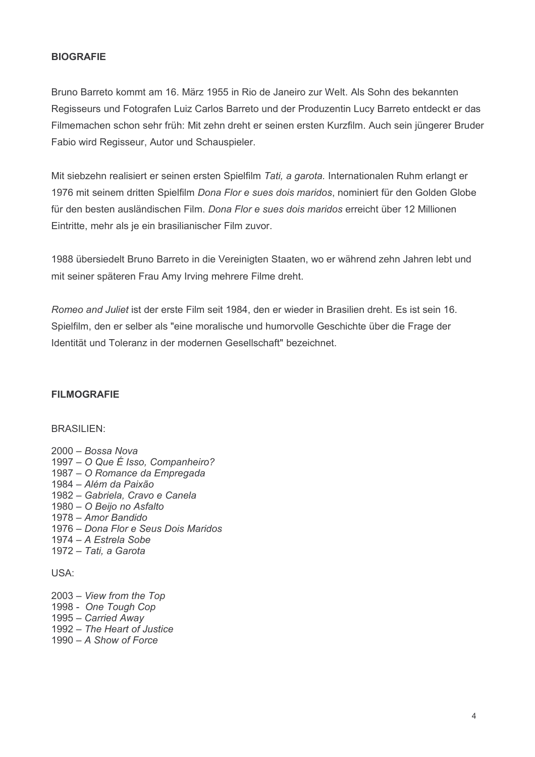**BIOGRAFIE**

Bruno Barreto kommt am 16. März 1955 in Rio de Janeiro zur Welt. Als Sohn des bekannten Regisseurs und Fotografen Luiz Carlos Barreto und der Produzentin Lucy Barreto entdeckt er das Filmemachen schon sehr früh: Mit zehn dreht er seinen ersten Kurzfilm. Auch sein jüngerer Bruder Fabio wird Regisseur, Autor und Schauspieler.

Mit siebzehn realisiert er seinen ersten Spielfilm *Tati, a garota.* Internationalen Ruhm erlangt er 1976 mit seinem dritten Spielfilm *Dona Flor e sues dois maridos*, nominiert für den Golden Globe für den besten ausländischen Film. *Dona Flor e sues dois maridos* erreicht über 12 Millionen Eintritte, mehr als je ein brasilianischer Film zuvor.

1988 übersiedelt Bruno Barreto in die Vereinigten Staaten, wo er während zehn Jahren lebt und mit seiner späteren Frau Amy Irving mehrere Filme dreht.

*Romeo and Juliet* ist der erste Film seit 1984, den er wieder in Brasilien dreht. Es ist sein 16. Spielfilm, den er selber als "eine moralische und humorvolle Geschichte über die Frage der Identität und Toleranz in der modernen Gesellschaft" bezeichnet.

**FILMOGRAFIE**

BRASILIEN:

2000 – *Bossa Nova*
1997 – *O Que É Isso, Companheiro?*
1987 – *O Romance da Empregada*
1984 – *Além da Paixão*
1982 – *Gabriela, Cravo e Canela*
1980 – *O Beijo no Asfalto*
1978 – *Amor Bandido*
1976 – *Dona Flor e Seus Dois Maridos*
1974 – *A Estrela Sobe*
1972 – *Tati, a Garota*

USA:

2003 – *View from the Top*
1998 - *One Tough Cop*
1995 – *Carried Away*
1992 – *The Heart of Justice*
1990 – *A Show of Force*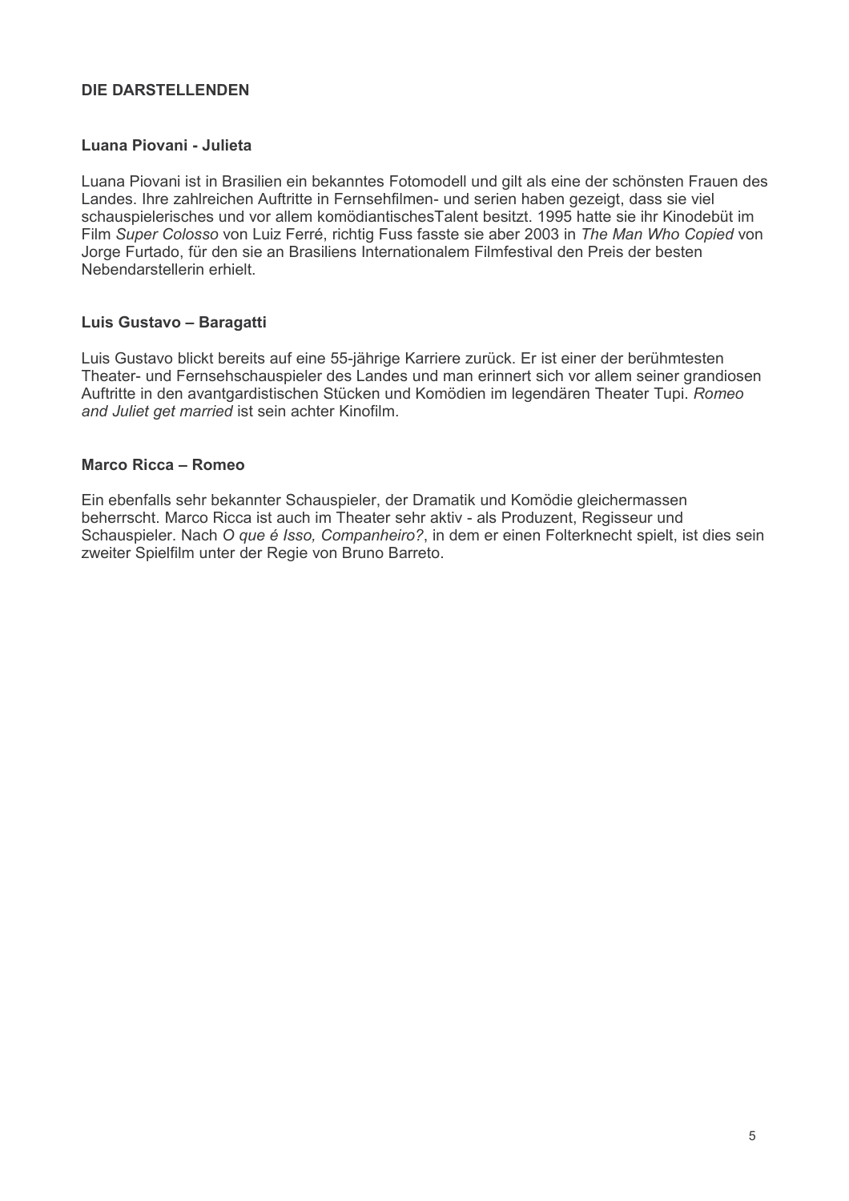## DIE DARSTELLENDEN

### Luana Piovani - Julieta

Luana Piovani ist in Brasilien ein bekanntes Fotomodell und gilt als eine der schönsten Frauen des Landes. Ihre zahlreichen Auftritte in Fernsehfilmen- und serien haben gezeigt, dass sie viel schauspielerisches und vor allem komödiantischesTalent besitzt. 1995 hatte sie ihr Kinodebüt im Film *Super Colosso* von Luiz Ferré, richtig Fuss fasste sie aber 2003 in *The Man Who Copied* von Jorge Furtado, für den sie an Brasiliens Internationalem Filmfestival den Preis der besten Nebendarstellerin erhielt.

### Luis Gustavo – Baragatti

Luis Gustavo blickt bereits auf eine 55-jährige Karriere zurück. Er ist einer der berühmtesten Theater- und Fernsehschauspieler des Landes und man erinnert sich vor allem seiner grandiosen Auftritte in den avantgardistischen Stücken und Komödien im legendären Theater Tupi. *Romeo and Juliet get married* ist sein achter Kinofilm.

### Marco Ricca – Romeo

Ein ebenfalls sehr bekannter Schauspieler, der Dramatik und Komödie gleichermassen beherrscht. Marco Ricca ist auch im Theater sehr aktiv - als Produzent, Regisseur und Schauspieler. Nach *O que é Isso, Companheiro?*, in dem er einen Folterknecht spielt, ist dies sein zweiter Spielfilm unter der Regie von Bruno Barreto.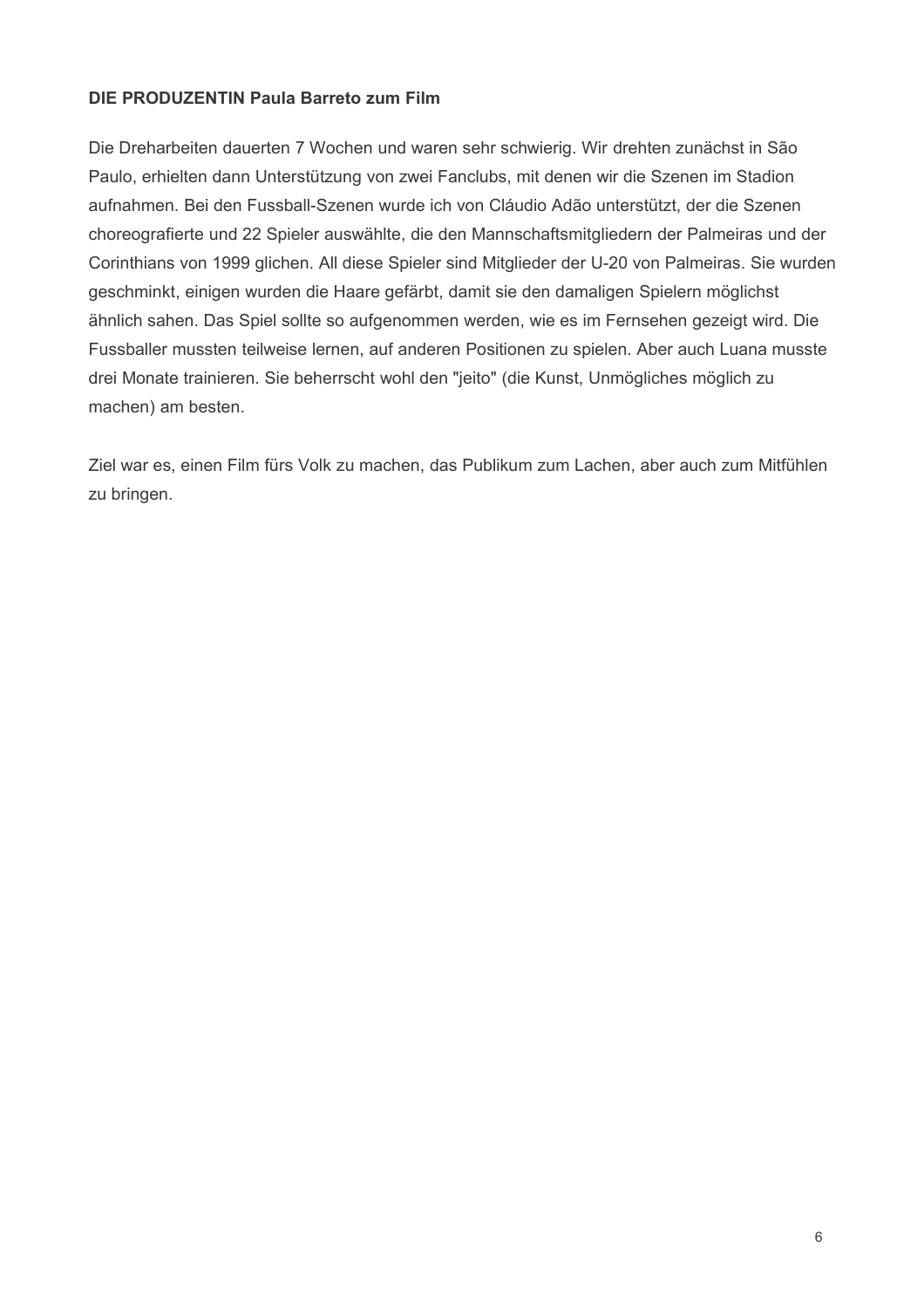**DIE PRODUZENTIN Paula Barreto zum Film**

Die Dreharbeiten dauerten 7 Wochen und waren sehr schwierig. Wir drehten zunächst in São Paulo, erhielten dann Unterstützung von zwei Fanclubs, mit denen wir die Szenen im Stadion aufnahmen. Bei den Fussball-Szenen wurde ich von Cláudio Adão unterstützt, der die Szenen choreografierte und 22 Spieler auswählte, die den Mannschaftsmitgliedern der Palmeiras und der Corinthians von 1999 glichen. All diese Spieler sind Mitglieder der U-20 von Palmeiras. Sie wurden geschminkt, einigen wurden die Haare gefärbt, damit sie den damaligen Spielern möglichst ähnlich sahen. Das Spiel sollte so aufgenommen werden, wie es im Fernsehen gezeigt wird. Die Fussballer mussten teilweise lernen, auf anderen Positionen zu spielen. Aber auch Luana musste drei Monate trainieren. Sie beherrscht wohl den "jeito" (die Kunst, Unmögliches möglich zu machen) am besten.

Ziel war es, einen Film fürs Volk zu machen, das Publikum zum Lachen, aber auch zum Mitfühlen zu bringen.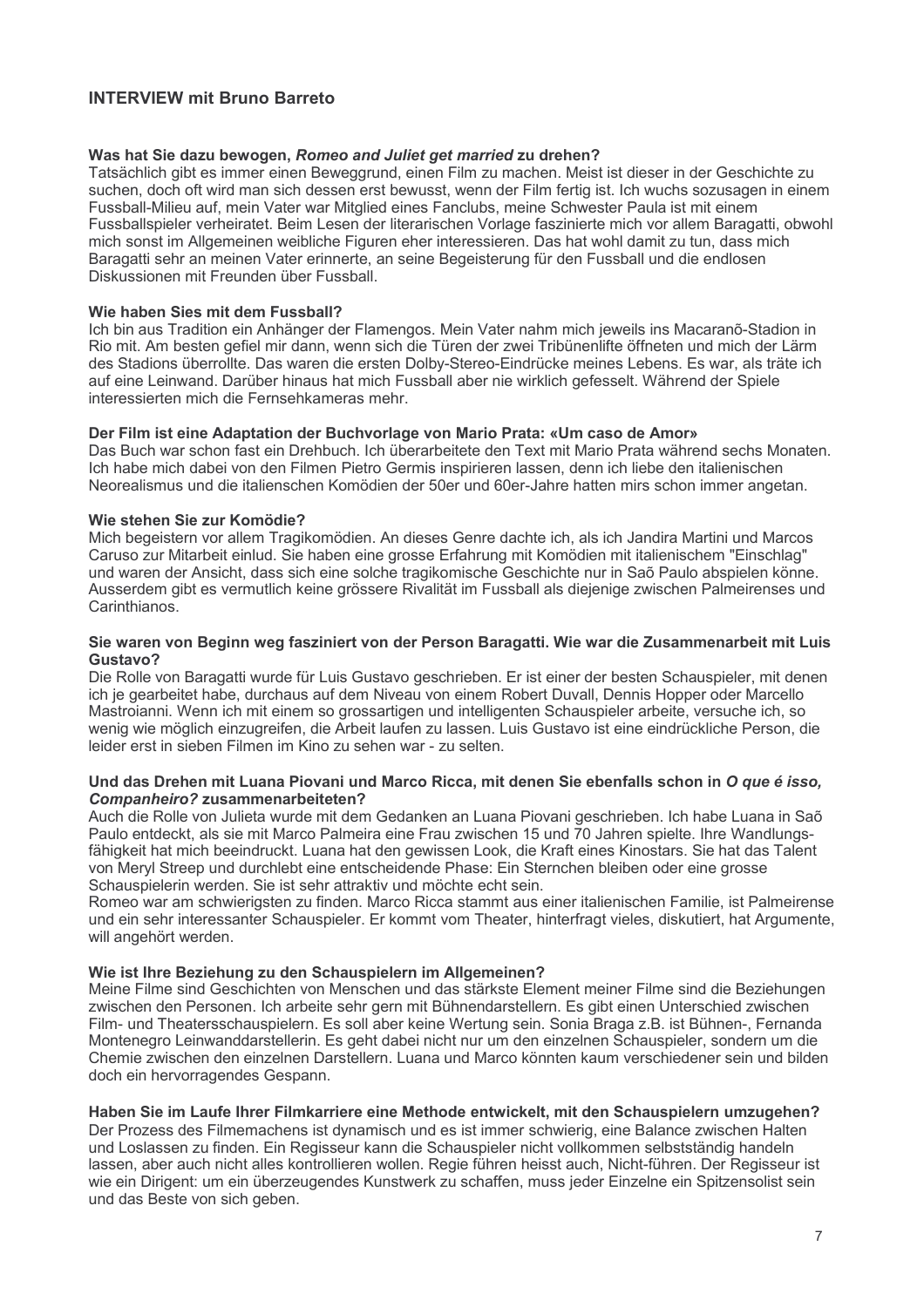## INTERVIEW mit Bruno Barreto

**Was hat Sie dazu bewogen, *Romeo and Juliet get married* zu drehen?**
Tatsächlich gibt es immer einen Beweggrund, einen Film zu machen. Meist ist dieser in der Geschichte zu suchen, doch oft wird man sich dessen erst bewusst, wenn der Film fertig ist. Ich wuchs sozusagen in einem Fussball-Milieu auf, mein Vater war Mitglied eines Fanclubs, meine Schwester Paula ist mit einem Fussballspieler verheiratet. Beim Lesen der literarischen Vorlage faszinierte mich vor allem Baragatti, obwohl mich sonst im Allgemeinen weibliche Figuren eher interessieren. Das hat wohl damit zu tun, dass mich Baragatti sehr an meinen Vater erinnerte, an seine Begeisterung für den Fussball und die endlosen Diskussionen mit Freunden über Fussball.

**Wie haben Sies mit dem Fussball?**
Ich bin aus Tradition ein Anhänger der Flamengos. Mein Vater nahm mich jeweils ins Macaranõ-Stadion in Rio mit. Am besten gefiel mir dann, wenn sich die Türen der zwei Tribünenlifte öffneten und mich der Lärm des Stadions überrollte. Das waren die ersten Dolby-Stereo-Eindrücke meines Lebens. Es war, als träte ich auf eine Leinwand. Darüber hinaus hat mich Fussball aber nie wirklich gefesselt. Während der Spiele interessierten mich die Fernsehkameras mehr.

**Der Film ist eine Adaptation der Buchvorlage von Mario Prata: «Um caso de Amor»**
Das Buch war schon fast ein Drehbuch. Ich überarbeitete den Text mit Mario Prata während sechs Monaten. Ich habe mich dabei von den Filmen Pietro Germis inspirieren lassen, denn ich liebe den italienischen Neorealismus und die italienschen Komödien der 50er und 60er-Jahre hatten mirs schon immer angetan.

**Wie stehen Sie zur Komödie?**
Mich begeistern vor allem Tragikomödien. An dieses Genre dachte ich, als ich Jandira Martini und Marcos Caruso zur Mitarbeit einlud. Sie haben eine grosse Erfahrung mit Komödien mit italienischem "Einschlag" und waren der Ansicht, dass sich eine solche tragikomische Geschichte nur in Saõ Paulo abspielen könne. Ausserdem gibt es vermutlich keine grössere Rivalität im Fussball als diejenige zwischen Palmeirenses und Carinthianos.

**Sie waren von Beginn weg fasziniert von der Person Baragatti. Wie war die Zusammenarbeit mit Luis Gustavo?**
Die Rolle von Baragatti wurde für Luis Gustavo geschrieben. Er ist einer der besten Schauspieler, mit denen ich je gearbeitet habe, durchaus auf dem Niveau von einem Robert Duvall, Dennis Hopper oder Marcello Mastroianni. Wenn ich mit einem so grossartigen und intelligenten Schauspieler arbeite, versuche ich, so wenig wie möglich einzugreifen, die Arbeit laufen zu lassen. Luis Gustavo ist eine eindrückliche Person, die leider erst in sieben Filmen im Kino zu sehen war - zu selten.

**Und das Drehen mit Luana Piovani und Marco Ricca, mit denen Sie ebenfalls schon in *O que é isso, Companheiro?* zusammenarbeiteten?**
Auch die Rolle von Julieta wurde mit dem Gedanken an Luana Piovani geschrieben. Ich habe Luana in Saõ Paulo entdeckt, als sie mit Marco Palmeira eine Frau zwischen 15 und 70 Jahren spielte. Ihre Wandlungsfähigkeit hat mich beeindruckt. Luana hat den gewissen Look, die Kraft eines Kinostars. Sie hat das Talent von Meryl Streep und durchlebt eine entscheidende Phase: Ein Sternchen bleiben oder eine grosse Schauspielerin werden. Sie ist sehr attraktiv und möchte echt sein.
Romeo war am schwierigsten zu finden. Marco Ricca stammt aus einer italienischen Familie, ist Palmeirense und ein sehr interessanter Schauspieler. Er kommt vom Theater, hinterfragt vieles, diskutiert, hat Argumente, will angehört werden.

**Wie ist Ihre Beziehung zu den Schauspielern im Allgemeinen?**
Meine Filme sind Geschichten von Menschen und das stärkste Element meiner Filme sind die Beziehungen zwischen den Personen. Ich arbeite sehr gern mit Bühnendarstellern. Es gibt einen Unterschied zwischen Film- und Theatersschauspielern. Es soll aber keine Wertung sein. Sonia Braga z.B. ist Bühnen-, Fernanda Montenegro Leinwanddarstellerin. Es geht dabei nicht nur um den einzelnen Schauspieler, sondern um die Chemie zwischen den einzelnen Darstellern. Luana und Marco könnten kaum verschiedener sein und bilden doch ein hervorragendes Gespann.

**Haben Sie im Laufe Ihrer Filmkarriere eine Methode entwickelt, mit den Schauspielern umzugehen?**
Der Prozess des Filmemachens ist dynamisch und es ist immer schwierig, eine Balance zwischen Halten und Loslassen zu finden. Ein Regisseur kann die Schauspieler nicht vollkommen selbstständig handeln lassen, aber auch nicht alles kontrollieren wollen. Regie führen heisst auch, Nicht-führen. Der Regisseur ist wie ein Dirigent: um ein überzeugendes Kunstwerk zu schaffen, muss jeder Einzelne ein Spitzensolist sein und das Beste von sich geben.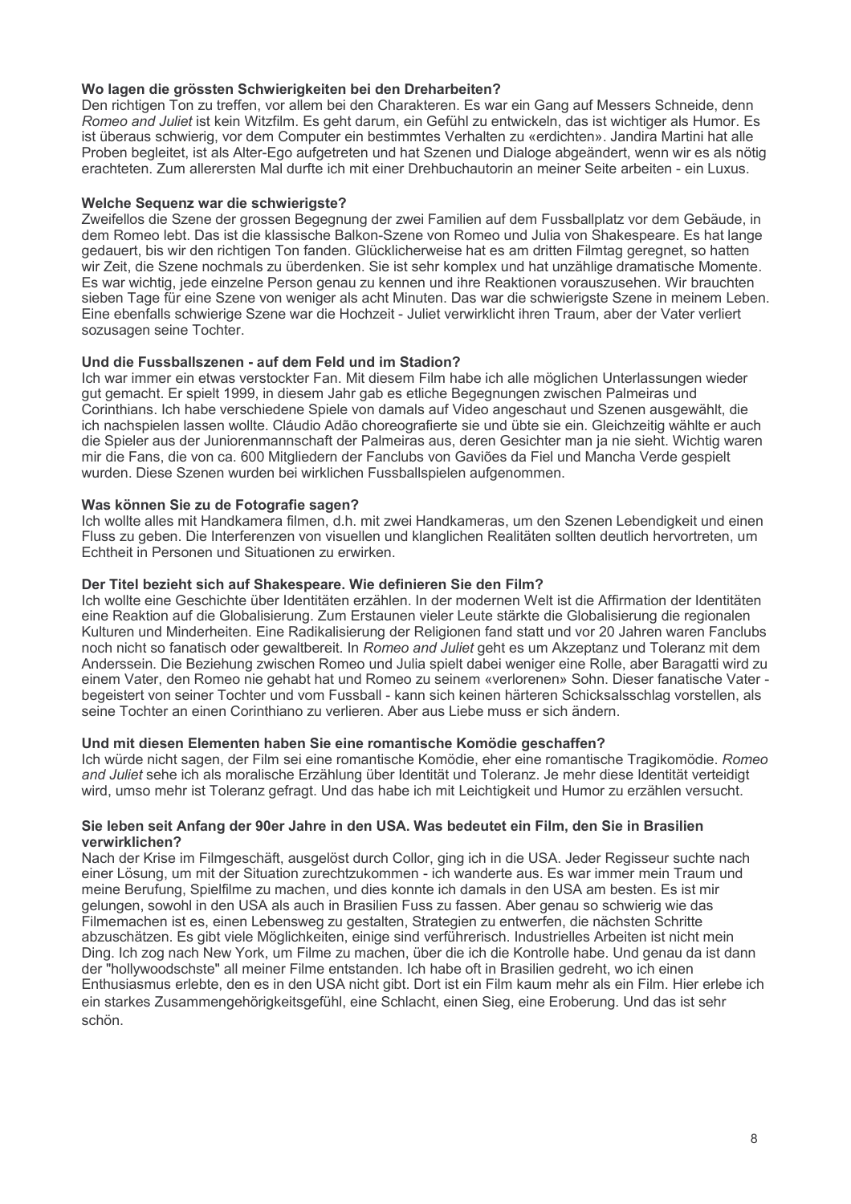**Wo lagen die grössten Schwierigkeiten bei den Dreharbeiten?**
Den richtigen Ton zu treffen, vor allem bei den Charakteren. Es war ein Gang auf Messers Schneide, denn *Romeo and Juliet* ist kein Witzfilm. Es geht darum, ein Gefühl zu entwickeln, das ist wichtiger als Humor. Es ist überaus schwierig, vor dem Computer ein bestimmtes Verhalten zu «erdichten». Jandira Martini hat alle Proben begleitet, ist als Alter-Ego aufgetreten und hat Szenen und Dialoge abgeändert, wenn wir es als nötig erachteten. Zum allerersten Mal durfte ich mit einer Drehbuchautorin an meiner Seite arbeiten - ein Luxus.

**Welche Sequenz war die schwierigste?**
Zweifellos die Szene der grossen Begegnung der zwei Familien auf dem Fussballplatz vor dem Gebäude, in dem Romeo lebt. Das ist die klassische Balkon-Szene von Romeo und Julia von Shakespeare. Es hat lange gedauert, bis wir den richtigen Ton fanden. Glücklicherweise hat es am dritten Filmtag geregnet, so hatten wir Zeit, die Szene nochmals zu überdenken. Sie ist sehr komplex und hat unzählige dramatische Momente. Es war wichtig, jede einzelne Person genau zu kennen und ihre Reaktionen vorauszusehen. Wir brauchten sieben Tage für eine Szene von weniger als acht Minuten. Das war die schwierigste Szene in meinem Leben. Eine ebenfalls schwierige Szene war die Hochzeit - Juliet verwirklicht ihren Traum, aber der Vater verliert sozusagen seine Tochter.

**Und die Fussballszenen - auf dem Feld und im Stadion?**
Ich war immer ein etwas verstockter Fan. Mit diesem Film habe ich alle möglichen Unterlassungen wieder gut gemacht. Er spielt 1999, in diesem Jahr gab es etliche Begegnungen zwischen Palmeiras und Corinthians. Ich habe verschiedene Spiele von damals auf Video angeschaut und Szenen ausgewählt, die ich nachspielen lassen wollte. Cláudio Adão choreografierte sie und übte sie ein. Gleichzeitig wählte er auch die Spieler aus der Juniorenmannschaft der Palmeiras aus, deren Gesichter man ja nie sieht. Wichtig waren mir die Fans, die von ca. 600 Mitgliedern der Fanclubs von Gaviões da Fiel und Mancha Verde gespielt wurden. Diese Szenen wurden bei wirklichen Fussballspielen aufgenommen.

**Was können Sie zu de Fotografie sagen?**
Ich wollte alles mit Handkamera filmen, d.h. mit zwei Handkameras, um den Szenen Lebendigkeit und einen Fluss zu geben. Die Interferenzen von visuellen und klanglichen Realitäten sollten deutlich hervortreten, um Echtheit in Personen und Situationen zu erwirken.

**Der Titel bezieht sich auf Shakespeare. Wie definieren Sie den Film?**
Ich wollte eine Geschichte über Identitäten erzählen. In der modernen Welt ist die Affirmation der Identitäten eine Reaktion auf die Globalisierung. Zum Erstaunen vieler Leute stärkte die Globalisierung die regionalen Kulturen und Minderheiten. Eine Radikalisierung der Religionen fand statt und vor 20 Jahren waren Fanclubs noch nicht so fanatisch oder gewaltbereit. In *Romeo and Juliet* geht es um Akzeptanz und Toleranz mit dem Anderssein. Die Beziehung zwischen Romeo und Julia spielt dabei weniger eine Rolle, aber Baragatti wird zu einem Vater, den Romeo nie gehabt hat und Romeo zu seinem «verlorenen» Sohn. Dieser fanatische Vater - begeistert von seiner Tochter und vom Fussball - kann sich keinen härteren Schicksalsschlag vorstellen, als seine Tochter an einen Corinthiano zu verlieren. Aber aus Liebe muss er sich ändern.

**Und mit diesen Elementen haben Sie eine romantische Komödie geschaffen?**
Ich würde nicht sagen, der Film sei eine romantische Komödie, eher eine romantische Tragikomödie. *Romeo and Juliet* sehe ich als moralische Erzählung über Identität und Toleranz. Je mehr diese Identität verteidigt wird, umso mehr ist Toleranz gefragt. Und das habe ich mit Leichtigkeit und Humor zu erzählen versucht.

**Sie leben seit Anfang der 90er Jahre in den USA. Was bedeutet ein Film, den Sie in Brasilien verwirklichen?**
Nach der Krise im Filmgeschäft, ausgelöst durch Collor, ging ich in die USA. Jeder Regisseur suchte nach einer Lösung, um mit der Situation zurechtzukommen - ich wanderte aus. Es war immer mein Traum und meine Berufung, Spielfilme zu machen, und dies konnte ich damals in den USA am besten. Es ist mir gelungen, sowohl in den USA als auch in Brasilien Fuss zu fassen. Aber genau so schwierig wie das Filmemachen ist es, einen Lebensweg zu gestalten, Strategien zu entwerfen, die nächsten Schritte abzuschätzen. Es gibt viele Möglichkeiten, einige sind verführerisch. Industrielles Arbeiten ist nicht mein Ding. Ich zog nach New York, um Filme zu machen, über die ich die Kontrolle habe. Und genau da ist dann der "hollywoodschste" all meiner Filme entstanden. Ich habe oft in Brasilien gedreht, wo ich einen Enthusiasmus erlebte, den es in den USA nicht gibt. Dort ist ein Film kaum mehr als ein Film. Hier erlebe ich ein starkes Zusammengehörigkeitsgefühl, eine Schlacht, einen Sieg, eine Eroberung. Und das ist sehr schön.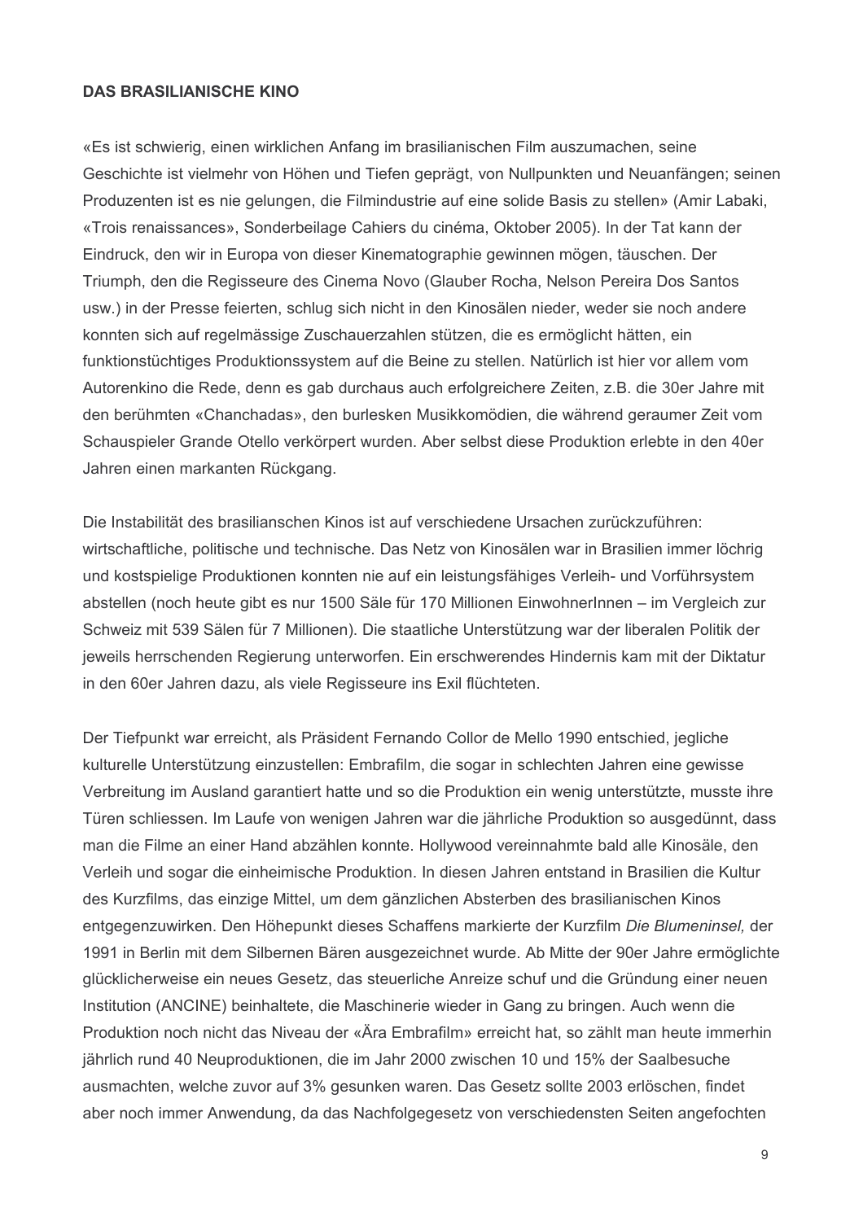**DAS BRASILIANISCHE KINO**

«Es ist schwierig, einen wirklichen Anfang im brasilianischen Film auszumachen, seine Geschichte ist vielmehr von Höhen und Tiefen geprägt, von Nullpunkten und Neuanfängen; seinen Produzenten ist es nie gelungen, die Filmindustrie auf eine solide Basis zu stellen» (Amir Labaki, «Trois renaissances», Sonderbeilage Cahiers du cinéma, Oktober 2005). In der Tat kann der Eindruck, den wir in Europa von dieser Kinematographie gewinnen mögen, täuschen. Der Triumph, den die Regisseure des Cinema Novo (Glauber Rocha, Nelson Pereira Dos Santos usw.) in der Presse feierten, schlug sich nicht in den Kinosälen nieder, weder sie noch andere konnten sich auf regelmässige Zuschauerzahlen stützen, die es ermöglicht hätten, ein funktionstüchtiges Produktionssystem auf die Beine zu stellen. Natürlich ist hier vor allem vom Autorenkino die Rede, denn es gab durchaus auch erfolgreichere Zeiten, z.B. die 30er Jahre mit den berühmten «Chanchadas», den burlesken Musikkomödien, die während geraumer Zeit vom Schauspieler Grande Otello verkörpert wurden. Aber selbst diese Produktion erlebte in den 40er Jahren einen markanten Rückgang.

Die Instabilität des brasilianschen Kinos ist auf verschiedene Ursachen zurückzuführen: wirtschaftliche, politische und technische. Das Netz von Kinosälen war in Brasilien immer löchrig und kostspielige Produktionen konnten nie auf ein leistungsfähiges Verleih- und Vorführsystem abstellen (noch heute gibt es nur 1500 Säle für 170 Millionen EinwohnerInnen – im Vergleich zur Schweiz mit 539 Sälen für 7 Millionen). Die staatliche Unterstützung war der liberalen Politik der jeweils herrschenden Regierung unterworfen. Ein erschwerendes Hindernis kam mit der Diktatur in den 60er Jahren dazu, als viele Regisseure ins Exil flüchteten.

Der Tiefpunkt war erreicht, als Präsident Fernando Collor de Mello 1990 entschied, jegliche kulturelle Unterstützung einzustellen: Embrafilm, die sogar in schlechten Jahren eine gewisse Verbreitung im Ausland garantiert hatte und so die Produktion ein wenig unterstützte, musste ihre Türen schliessen. Im Laufe von wenigen Jahren war die jährliche Produktion so ausgedünnt, dass man die Filme an einer Hand abzählen konnte. Hollywood vereinnahmte bald alle Kinosäle, den Verleih und sogar die einheimische Produktion. In diesen Jahren entstand in Brasilien die Kultur des Kurzfilms, das einzige Mittel, um dem gänzlichen Absterben des brasilianischen Kinos entgegenzuwirken. Den Höhepunkt dieses Schaffens markierte der Kurzfilm *Die Blumeninsel,* der 1991 in Berlin mit dem Silbernen Bären ausgezeichnet wurde. Ab Mitte der 90er Jahre ermöglichte glücklicherweise ein neues Gesetz, das steuerliche Anreize schuf und die Gründung einer neuen Institution (ANCINE) beinhaltete, die Maschinerie wieder in Gang zu bringen. Auch wenn die Produktion noch nicht das Niveau der «Ära Embrafilm» erreicht hat, so zählt man heute immerhin jährlich rund 40 Neuproduktionen, die im Jahr 2000 zwischen 10 und 15% der Saalbesuche ausmachten, welche zuvor auf 3% gesunken waren. Das Gesetz sollte 2003 erlöschen, findet aber noch immer Anwendung, da das Nachfolgegesetz von verschiedensten Seiten angefochten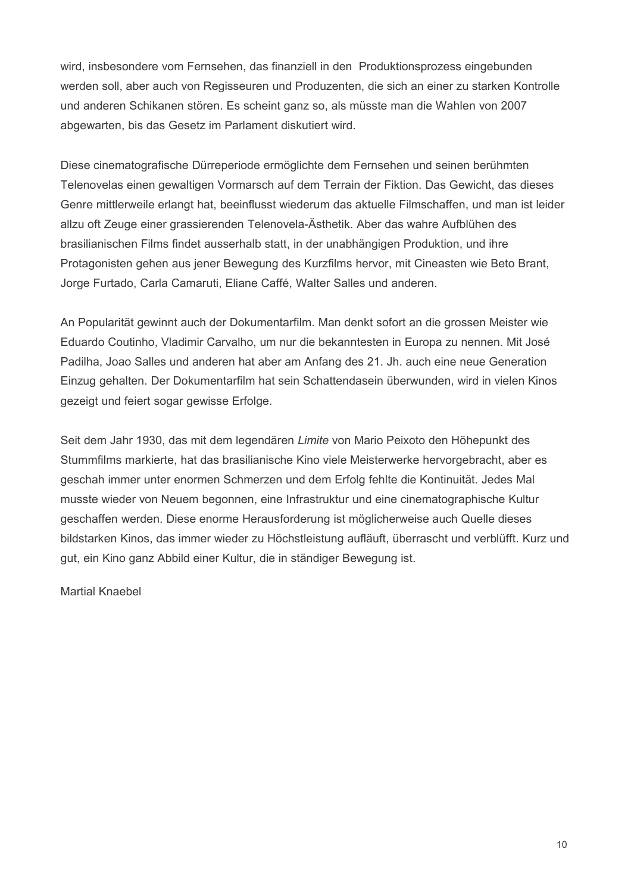wird, insbesondere vom Fernsehen, das finanziell in den Produktionsprozess eingebunden werden soll, aber auch von Regisseuren und Produzenten, die sich an einer zu starken Kontrolle und anderen Schikanen stören. Es scheint ganz so, als müsste man die Wahlen von 2007 abgewarten, bis das Gesetz im Parlament diskutiert wird.

Diese cinematografische Dürreperiode ermöglichte dem Fernsehen und seinen berühmten Telenovelas einen gewaltigen Vormarsch auf dem Terrain der Fiktion. Das Gewicht, das dieses Genre mittlerweile erlangt hat, beeinflusst wiederum das aktuelle Filmschaffen, und man ist leider allzu oft Zeuge einer grassierenden Telenovela-Ästhetik. Aber das wahre Aufblühen des brasilianischen Films findet ausserhalb statt, in der unabhängigen Produktion, und ihre Protagonisten gehen aus jener Bewegung des Kurzfilms hervor, mit Cineasten wie Beto Brant, Jorge Furtado, Carla Camaruti, Eliane Caffé, Walter Salles und anderen.

An Popularität gewinnt auch der Dokumentarfilm. Man denkt sofort an die grossen Meister wie Eduardo Coutinho, Vladimir Carvalho, um nur die bekanntesten in Europa zu nennen. Mit José Padilha, Joao Salles und anderen hat aber am Anfang des 21. Jh. auch eine neue Generation Einzug gehalten. Der Dokumentarfilm hat sein Schattendasein überwunden, wird in vielen Kinos gezeigt und feiert sogar gewisse Erfolge.

Seit dem Jahr 1930, das mit dem legendären *Limite* von Mario Peixoto den Höhepunkt des Stummfilms markierte, hat das brasilianische Kino viele Meisterwerke hervorgebracht, aber es geschah immer unter enormen Schmerzen und dem Erfolg fehlte die Kontinuität. Jedes Mal musste wieder von Neuem begonnen, eine Infrastruktur und eine cinematographische Kultur geschaffen werden. Diese enorme Herausforderung ist möglicherweise auch Quelle dieses bildstarken Kinos, das immer wieder zu Höchstleistung aufläuft, überrascht und verblüfft. Kurz und gut, ein Kino ganz Abbild einer Kultur, die in ständiger Bewegung ist.

Martial Knaebel